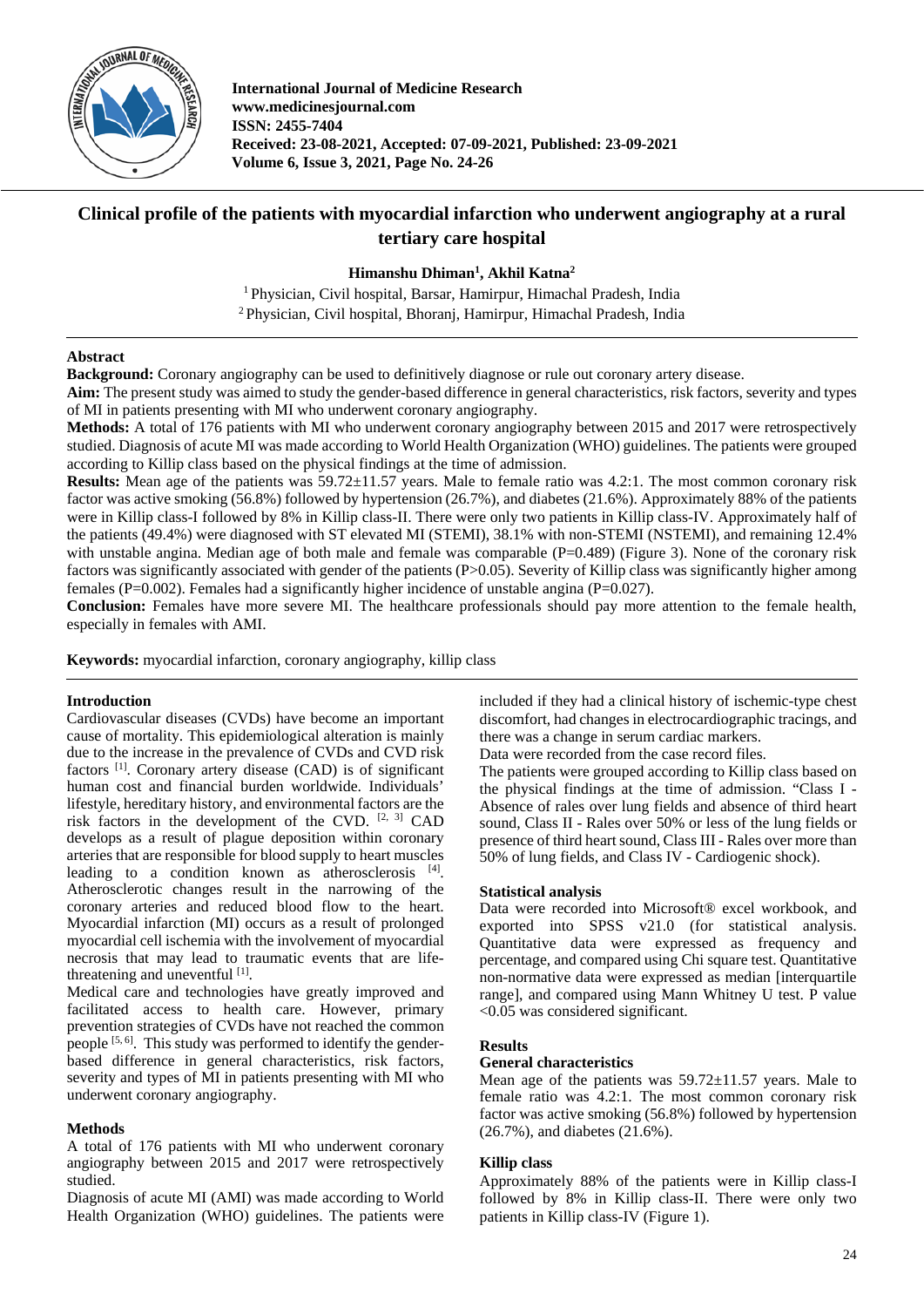# Clinical profile of the patients with myocardial infarction who underwent angiography at a rural tertiary care hospital

**Himanshu Dhiman[1], Akhil Katna[2]**

[1] Physician, Civil hospital, Barsar, Hamirpur, Himachal Pradesh, India
[2] Physician, Civil hospital, Bhoranj, Hamirpur, Himachal Pradesh, India

## Abstract

**Background:** Coronary angiography can be used to definitively diagnose or rule out coronary artery disease.

**Aim:** The present study was aimed to study the gender-based difference in general characteristics, risk factors, severity and types of MI in patients presenting with MI who underwent coronary angiography.

**Methods:** A total of 176 patients with MI who underwent coronary angiography between 2015 and 2017 were retrospectively studied. Diagnosis of acute MI was made according to World Health Organization (WHO) guidelines. The patients were grouped according to Killip class based on the physical findings at the time of admission.

**Results:** Mean age of the patients was 59.72±11.57 years. Male to female ratio was 4.2:1. The most common coronary risk factor was active smoking (56.8%) followed by hypertension (26.7%), and diabetes (21.6%). Approximately 88% of the patients were in Killip class-I followed by 8% in Killip class-II. There were only two patients in Killip class-IV. Approximately half of the patients (49.4%) were diagnosed with ST elevated MI (STEMI), 38.1% with non-STEMI (NSTEMI), and remaining 12.4% with unstable angina. Median age of both male and female was comparable (P=0.489) (Figure 3). None of the coronary risk factors was significantly associated with gender of the patients (P>0.05). Severity of Killip class was significantly higher among females (P=0.002). Females had a significantly higher incidence of unstable angina (P=0.027).

**Conclusion:** Females have more severe MI. The healthcare professionals should pay more attention to the female health, especially in females with AMI.

**Keywords:** myocardial infarction, coronary angiography, killip class

## Introduction

Cardiovascular diseases (CVDs) have become an important cause of mortality. This epidemiological alteration is mainly due to the increase in the prevalence of CVDs and CVD risk factors [1]. Coronary artery disease (CAD) is of significant human cost and financial burden worldwide. Individuals' lifestyle, hereditary history, and environmental factors are the risk factors in the development of the CVD. [2, 3] CAD develops as a result of plague deposition within coronary arteries that are responsible for blood supply to heart muscles leading to a condition known as atherosclerosis [4]. Atherosclerotic changes result in the narrowing of the coronary arteries and reduced blood flow to the heart. Myocardial infarction (MI) occurs as a result of prolonged myocardial cell ischemia with the involvement of myocardial necrosis that may lead to traumatic events that are life-threatening and uneventful [1].

Medical care and technologies have greatly improved and facilitated access to health care. However, primary prevention strategies of CVDs have not reached the common people [5, 6]. This study was performed to identify the gender-based difference in general characteristics, risk factors, severity and types of MI in patients presenting with MI who underwent coronary angiography.

## Methods

A total of 176 patients with MI who underwent coronary angiography between 2015 and 2017 were retrospectively studied.

Diagnosis of acute MI (AMI) was made according to World Health Organization (WHO) guidelines. The patients were included if they had a clinical history of ischemic-type chest discomfort, had changes in electrocardiographic tracings, and there was a change in serum cardiac markers.

Data were recorded from the case record files.

The patients were grouped according to Killip class based on the physical findings at the time of admission. "Class I - Absence of rales over lung fields and absence of third heart sound, Class II - Rales over 50% or less of the lung fields or presence of third heart sound, Class III - Rales over more than 50% of lung fields, and Class IV - Cardiogenic shock).

### Statistical analysis

Data were recorded into Microsoft® excel workbook, and exported into SPSS v21.0 (for statistical analysis. Quantitative data were expressed as frequency and percentage, and compared using Chi square test. Quantitative non-normative data were expressed as median [interquartile range], and compared using Mann Whitney U test. P value <0.05 was considered significant.

## Results

### General characteristics

Mean age of the patients was 59.72±11.57 years. Male to female ratio was 4.2:1. The most common coronary risk factor was active smoking (56.8%) followed by hypertension (26.7%), and diabetes (21.6%).

### Killip class

Approximately 88% of the patients were in Killip class-I followed by 8% in Killip class-II. There were only two patients in Killip class-IV (Figure 1).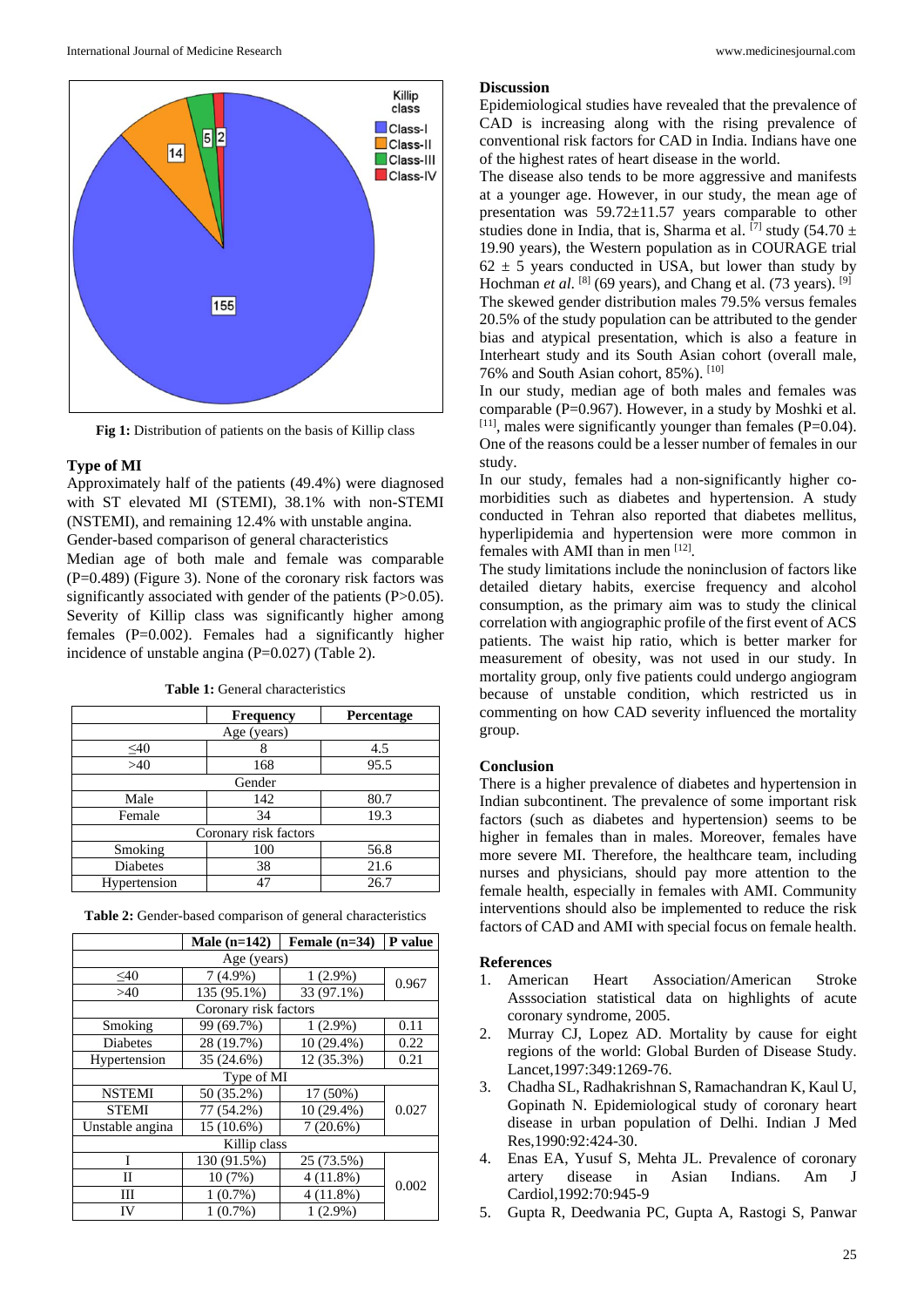Fig 1: Distribution of patients on the basis of Killip class

### Type of MI

Approximately half of the patients (49.4%) were diagnosed with ST elevated MI (STEMI), 38.1% with non-STEMI (NSTEMI), and remaining 12.4% with unstable angina.

Gender-based comparison of general characteristics

Median age of both male and female was comparable (P=0.489) (Figure 3). None of the coronary risk factors was significantly associated with gender of the patients (P>0.05). Severity of Killip class was significantly higher among females (P=0.002). Females had a significantly higher incidence of unstable angina (P=0.027) (Table 2).

**Table 1:** General characteristics

| | Frequency | Percentage |
|---|---|---|
| Age (years) | | |
| ≤40 | 8 | 4.5 |
| >40 | 168 | 95.5 |
| Gender | | |
| Male | 142 | 80.7 |
| Female | 34 | 19.3 |
| Coronary risk factors | | |
| Smoking | 100 | 56.8 |
| Diabetes | 38 | 21.6 |
| Hypertension | 47 | 26.7 |

**Table 2:** Gender-based comparison of general characteristics

| | Male (n=142) | Female (n=34) | P value |
|---|---|---|---|
| Age (years) | | | |
| ≤40 | 7 (4.9%) | 1 (2.9%) | 0.967 |
| >40 | 135 (95.1%) | 33 (97.1%) | |
| Coronary risk factors | | | |
| Smoking | 99 (69.7%) | 1 (2.9%) | 0.11 |
| Diabetes | 28 (19.7%) | 10 (29.4%) | 0.22 |
| Hypertension | 35 (24.6%) | 12 (35.3%) | 0.21 |
| Type of MI | | | |
| NSTEMI | 50 (35.2%) | 17 (50%) | 0.027 |
| STEMI | 77 (54.2%) | 10 (29.4%) | |
| Unstable angina | 15 (10.6%) | 7 (20.6%) | |
| Killip class | | | |
| I | 130 (91.5%) | 25 (73.5%) | 0.002 |
| II | 10 (7%) | 4 (11.8%) | |
| III | 1 (0.7%) | 4 (11.8%) | |
| IV | 1 (0.7%) | 1 (2.9%) | |

### Discussion

Epidemiological studies have revealed that the prevalence of CAD is increasing along with the rising prevalence of conventional risk factors for CAD in India. Indians have one of the highest rates of heart disease in the world.

The disease also tends to be more aggressive and manifests at a younger age. However, in our study, the mean age of presentation was 59.72±11.57 years comparable to other studies done in India, that is, Sharma et al. [7] study (54.70 ± 19.90 years), the Western population as in COURAGE trial 62 ± 5 years conducted in USA, but lower than study by Hochman *et al*. [8] (69 years), and Chang et al. (73 years). [9]

The skewed gender distribution males 79.5% versus females 20.5% of the study population can be attributed to the gender bias and atypical presentation, which is also a feature in Interheart study and its South Asian cohort (overall male, 76% and South Asian cohort, 85%). [10]

In our study, median age of both males and females was comparable (P=0.967). However, in a study by Moshki et al. [11], males were significantly younger than females (P=0.04). One of the reasons could be a lesser number of females in our study.

In our study, females had a non-significantly higher co-morbidities such as diabetes and hypertension. A study conducted in Tehran also reported that diabetes mellitus, hyperlipidemia and hypertension were more common in females with AMI than in men [12].

The study limitations include the noninclusion of factors like detailed dietary habits, exercise frequency and alcohol consumption, as the primary aim was to study the clinical correlation with angiographic profile of the first event of ACS patients. The waist hip ratio, which is better marker for measurement of obesity, was not used in our study. In mortality group, only five patients could undergo angiogram because of unstable condition, which restricted us in commenting on how CAD severity influenced the mortality group.

### Conclusion

There is a higher prevalence of diabetes and hypertension in Indian subcontinent. The prevalence of some important risk factors (such as diabetes and hypertension) seems to be higher in females than in males. Moreover, females have more severe MI. Therefore, the healthcare team, including nurses and physicians, should pay more attention to the female health, especially in females with AMI. Community interventions should also be implemented to reduce the risk factors of CAD and AMI with special focus on female health.

### References

1. American Heart Association/American Stroke Asssociation statistical data on highlights of acute coronary syndrome, 2005.
2. Murray CJ, Lopez AD. Mortality by cause for eight regions of the world: Global Burden of Disease Study. Lancet,1997:349:1269-76.
3. Chadha SL, Radhakrishnan S, Ramachandran K, Kaul U, Gopinath N. Epidemiological study of coronary heart disease in urban population of Delhi. Indian J Med Res,1990:92:424-30.
4. Enas EA, Yusuf S, Mehta JL. Prevalence of coronary artery disease in Asian Indians. Am J Cardiol,1992:70:945-9
5. Gupta R, Deedwania PC, Gupta A, Rastogi S, Panwar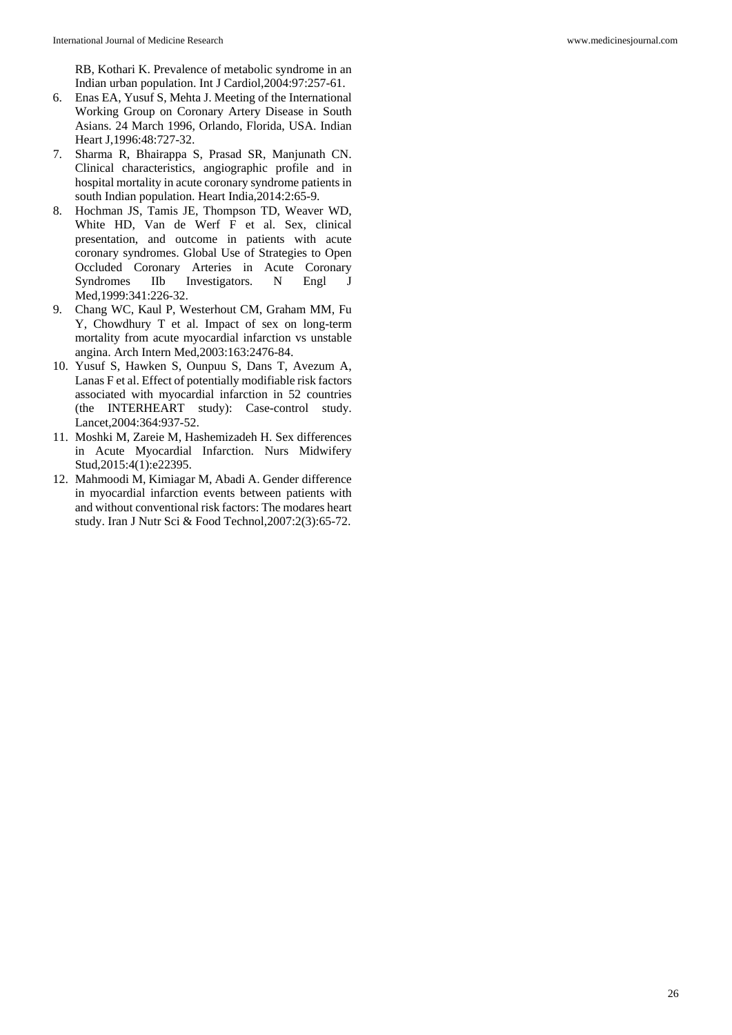RB, Kothari K. Prevalence of metabolic syndrome in an Indian urban population. Int J Cardiol,2004:97:257-61.

6. Enas EA, Yusuf S, Mehta J. Meeting of the International Working Group on Coronary Artery Disease in South Asians. 24 March 1996, Orlando, Florida, USA. Indian Heart J,1996:48:727-32.
7. Sharma R, Bhairappa S, Prasad SR, Manjunath CN. Clinical characteristics, angiographic profile and in hospital mortality in acute coronary syndrome patients in south Indian population. Heart India,2014:2:65-9.
8. Hochman JS, Tamis JE, Thompson TD, Weaver WD, White HD, Van de Werf F et al. Sex, clinical presentation, and outcome in patients with acute coronary syndromes. Global Use of Strategies to Open Occluded Coronary Arteries in Acute Coronary Syndromes IIb Investigators. N Engl J Med,1999:341:226-32.
9. Chang WC, Kaul P, Westerhout CM, Graham MM, Fu Y, Chowdhury T et al. Impact of sex on long-term mortality from acute myocardial infarction vs unstable angina. Arch Intern Med,2003:163:2476-84.
10. Yusuf S, Hawken S, Ounpuu S, Dans T, Avezum A, Lanas F et al. Effect of potentially modifiable risk factors associated with myocardial infarction in 52 countries (the INTERHEART study): Case-control study. Lancet,2004:364:937-52.
11. Moshki M, Zareie M, Hashemizadeh H. Sex differences in Acute Myocardial Infarction. Nurs Midwifery Stud,2015:4(1):e22395.
12. Mahmoodi M, Kimiagar M, Abadi A. Gender difference in myocardial infarction events between patients with and without conventional risk factors: The modares heart study. Iran J Nutr Sci & Food Technol,2007:2(3):65-72.